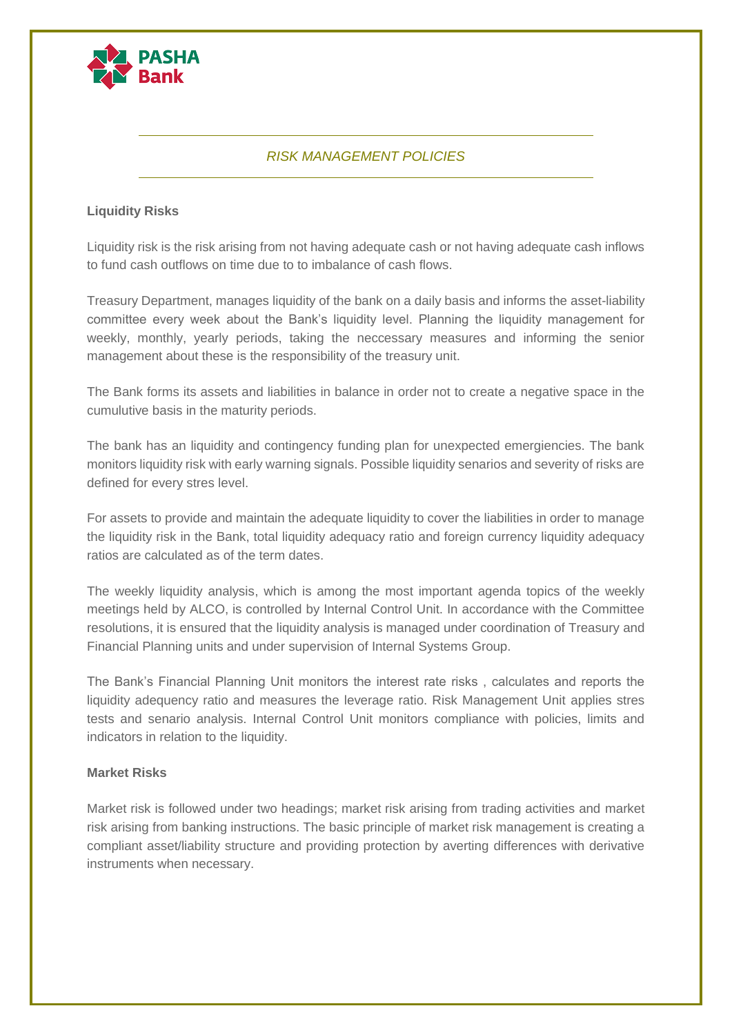# RISK MANAGEMENT POLICIES

## Liquidity Risks

Liquidity risk is the risk arising from not having adequate cash or not having adequate cash inflows to fund cash outflows on time due to to imbalance of cash flows.

Treasury Department, manages liquidity of the bank on a daily basis and informs the asset-liability committee every week about the Bank's liquidity level. Planning the liquidity management for weekly, monthly, yearly periods, taking the neccessary measures and informing the senior management about these is the responsibility of the treasury unit.

The Bank forms its assets and liabilities in balance in order not to create a negative space in the cumulutive basis in the maturity periods.

The bank has an liquidity and contingency funding plan for unexpected emergiencies. The bank monitors liquidity risk with early warning signals. Possible liquidity senarios and severity of risks are defined for every stres level.

For assets to provide and maintain the adequate liquidity to cover the liabilities in order to manage the liquidity risk in the Bank, total liquidity adequacy ratio and foreign currency liquidity adequacy ratios are calculated as of the term dates.

The weekly liquidity analysis, which is among the most important agenda topics of the weekly meetings held by ALCO, is controlled by Internal Control Unit. In accordance with the Committee resolutions, it is ensured that the liquidity analysis is managed under coordination of Treasury and Financial Planning units and under supervision of Internal Systems Group.

The Bank's Financial Planning Unit monitors the interest rate risks , calculates and reports the liquidity adequency ratio and measures the leverage ratio. Risk Management Unit applies stres tests and senario analysis. Internal Control Unit monitors compliance with policies, limits and indicators in relation to the liquidity.

## Market Risks

Market risk is followed under two headings; market risk arising from trading activities and market risk arising from banking instructions. The basic principle of market risk management is creating a compliant asset/liability structure and providing protection by averting differences with derivative instruments when necessary.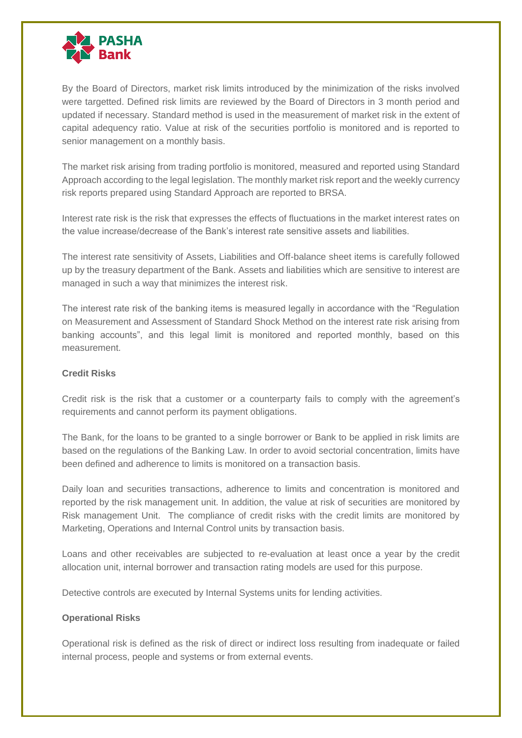By the Board of Directors, market risk limits introduced by the minimization of the risks involved were targetted. Defined risk limits are reviewed by the Board of Directors in 3 month period and updated if necessary. Standard method is used in the measurement of market risk in the extent of capital adequency ratio. Value at risk of the securities portfolio is monitored and is reported to senior management on a monthly basis.

The market risk arising from trading portfolio is monitored, measured and reported using Standard Approach according to the legal legislation. The monthly market risk report and the weekly currency risk reports prepared using Standard Approach are reported to BRSA.

Interest rate risk is the risk that expresses the effects of fluctuations in the market interest rates on the value increase/decrease of the Bank's interest rate sensitive assets and liabilities.

The interest rate sensitivity of Assets, Liabilities and Off-balance sheet items is carefully followed up by the treasury department of the Bank. Assets and liabilities which are sensitive to interest are managed in such a way that minimizes the interest risk.

The interest rate risk of the banking items is measured legally in accordance with the "Regulation on Measurement and Assessment of Standard Shock Method on the interest rate risk arising from banking accounts", and this legal limit is monitored and reported monthly, based on this measurement.

**Credit Risks**

Credit risk is the risk that a customer or a counterparty fails to comply with the agreement's requirements and cannot perform its payment obligations.

The Bank, for the loans to be granted to a single borrower or Bank to be applied in risk limits are based on the regulations of the Banking Law. In order to avoid sectorial concentration, limits have been defined and adherence to limits is monitored on a transaction basis.

Daily loan and securities transactions, adherence to limits and concentration is monitored and reported by the risk management unit. In addition, the value at risk of securities are monitored by Risk management Unit. The compliance of credit risks with the credit limits are monitored by Marketing, Operations and Internal Control units by transaction basis.

Loans and other receivables are subjected to re-evaluation at least once a year by the credit allocation unit, internal borrower and transaction rating models are used for this purpose.

Detective controls are executed by Internal Systems units for lending activities.

**Operational Risks**

Operational risk is defined as the risk of direct or indirect loss resulting from inadequate or failed internal process, people and systems or from external events.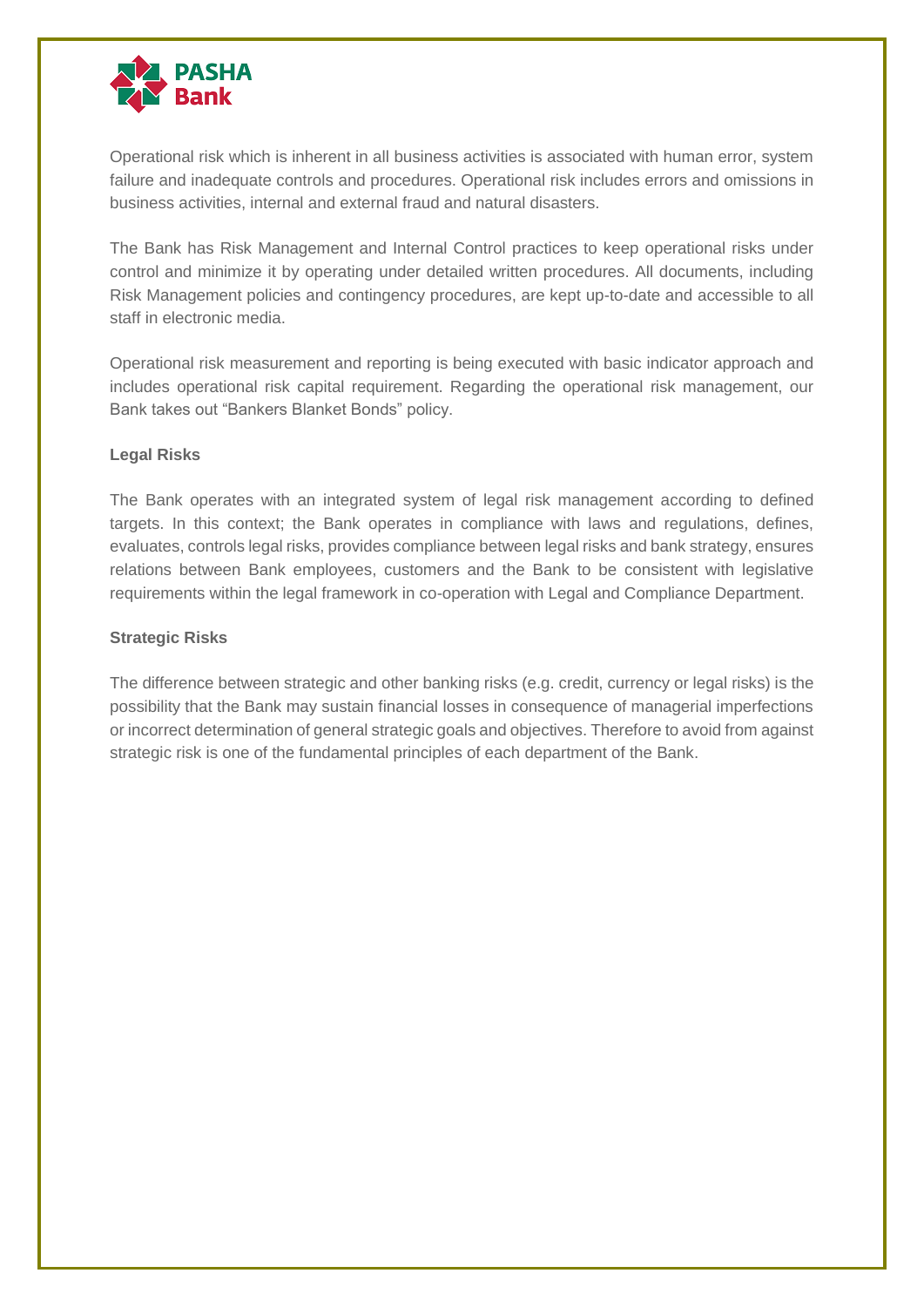Operational risk which is inherent in all business activities is associated with human error, system failure and inadequate controls and procedures. Operational risk includes errors and omissions in business activities, internal and external fraud and natural disasters.

The Bank has Risk Management and Internal Control practices to keep operational risks under control and minimize it by operating under detailed written procedures. All documents, including Risk Management policies and contingency procedures, are kept up-to-date and accessible to all staff in electronic media.

Operational risk measurement and reporting is being executed with basic indicator approach and includes operational risk capital requirement. Regarding the operational risk management, our Bank takes out "Bankers Blanket Bonds" policy.

**Legal Risks**

The Bank operates with an integrated system of legal risk management according to defined targets. In this context; the Bank operates in compliance with laws and regulations, defines, evaluates, controls legal risks, provides compliance between legal risks and bank strategy, ensures relations between Bank employees, customers and the Bank to be consistent with legislative requirements within the legal framework in co-operation with Legal and Compliance Department.

**Strategic Risks**

The difference between strategic and other banking risks (e.g. credit, currency or legal risks) is the possibility that the Bank may sustain financial losses in consequence of managerial imperfections or incorrect determination of general strategic goals and objectives. Therefore to avoid from against strategic risk is one of the fundamental principles of each department of the Bank.